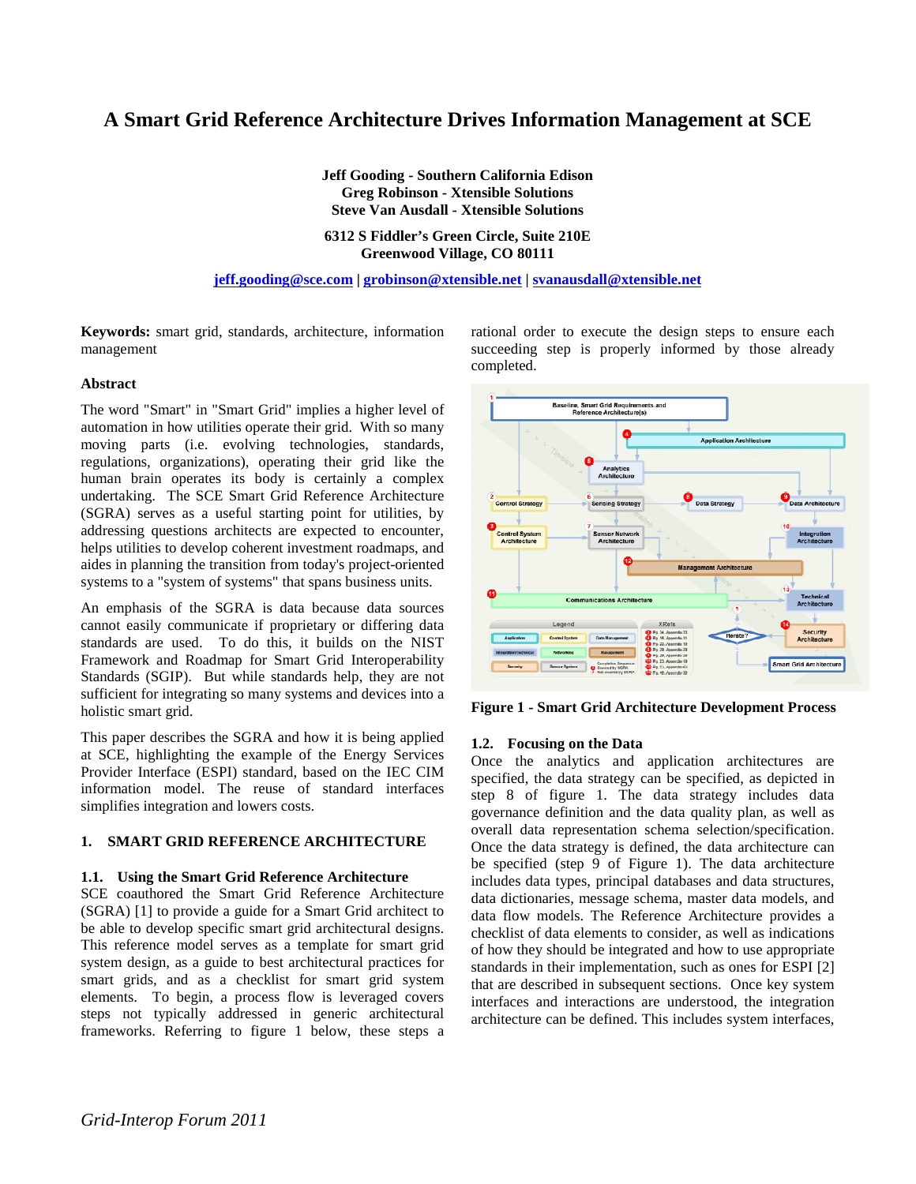# A Smart Grid Reference Architecture Drives Information Management at SCE

**Jeff Gooding - Southern California Edison**
**Greg Robinson - Xtensible Solutions**
**Steve Van Ausdall - Xtensible Solutions**

**6312 S Fiddler's Green Circle, Suite 210E**
**Greenwood Village, CO 80111**

jeff.gooding@sce.com | grobinson@xtensible.net | svanausdall@xtensible.net

**Keywords:** smart grid, standards, architecture, information management

### Abstract

The word "Smart" in "Smart Grid" implies a higher level of automation in how utilities operate their grid. With so many moving parts (i.e. evolving technologies, standards, regulations, organizations), operating their grid like the human brain operates its body is certainly a complex undertaking. The SCE Smart Grid Reference Architecture (SGRA) serves as a useful starting point for utilities, by addressing questions architects are expected to encounter, helps utilities to develop coherent investment roadmaps, and aides in planning the transition from today's project-oriented systems to a "system of systems" that spans business units.

An emphasis of the SGRA is data because data sources cannot easily communicate if proprietary or differing data standards are used. To do this, it builds on the NIST Framework and Roadmap for Smart Grid Interoperability Standards (SGIP). But while standards help, they are not sufficient for integrating so many systems and devices into a holistic smart grid.

This paper describes the SGRA and how it is being applied at SCE, highlighting the example of the Energy Services Provider Interface (ESPI) standard, based on the IEC CIM information model. The reuse of standard interfaces simplifies integration and lowers costs.

## 1. SMART GRID REFERENCE ARCHITECTURE

### 1.1. Using the Smart Grid Reference Architecture

SCE coauthored the Smart Grid Reference Architecture (SGRA) [1] to provide a guide for a Smart Grid architect to be able to develop specific smart grid architectural designs. This reference model serves as a template for smart grid system design, as a guide to best architectural practices for smart grids, and as a checklist for smart grid system elements. To begin, a process flow is leveraged covers steps not typically addressed in generic architectural frameworks. Referring to figure 1 below, these steps a rational order to execute the design steps to ensure each succeeding step is properly informed by those already completed.

**Figure 1 - Smart Grid Architecture Development Process**

### 1.2. Focusing on the Data

Once the analytics and application architectures are specified, the data strategy can be specified, as depicted in step 8 of figure 1. The data strategy includes data governance definition and the data quality plan, as well as overall data representation schema selection/specification. Once the data strategy is defined, the data architecture can be specified (step 9 of Figure 1). The data architecture includes data types, principal databases and data structures, data dictionaries, message schema, master data models, and data flow models. The Reference Architecture provides a checklist of data elements to consider, as well as indications of how they should be integrated and how to use appropriate standards in their implementation, such as ones for ESPI [2] that are described in subsequent sections. Once key system interfaces and interactions are understood, the integration architecture can be defined. This includes system interfaces,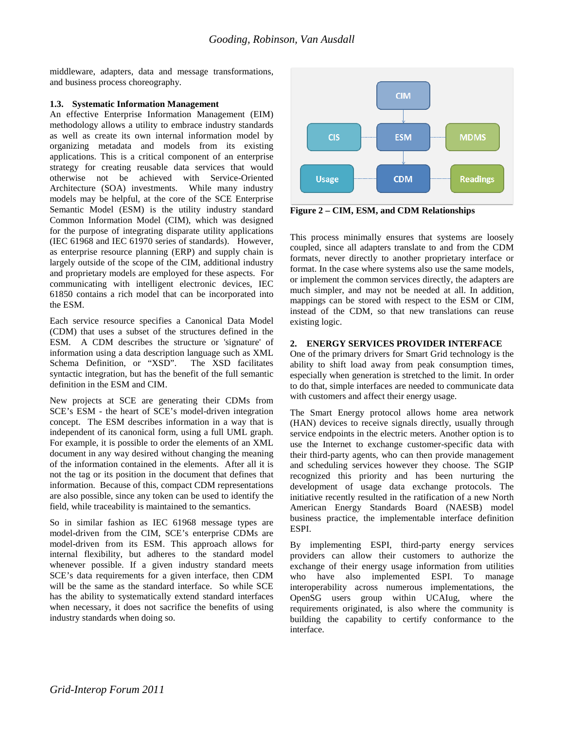middleware, adapters, data and message transformations, and business process choreography.

### 1.3. Systematic Information Management

An effective Enterprise Information Management (EIM) methodology allows a utility to embrace industry standards as well as create its own internal information model by organizing metadata and models from its existing applications. This is a critical component of an enterprise strategy for creating reusable data services that would otherwise not be achieved with Service-Oriented Architecture (SOA) investments. While many industry models may be helpful, at the core of the SCE Enterprise Semantic Model (ESM) is the utility industry standard Common Information Model (CIM), which was designed for the purpose of integrating disparate utility applications (IEC 61968 and IEC 61970 series of standards). However, as enterprise resource planning (ERP) and supply chain is largely outside of the scope of the CIM, additional industry and proprietary models are employed for these aspects. For communicating with intelligent electronic devices, IEC 61850 contains a rich model that can be incorporated into the ESM.

Each service resource specifies a Canonical Data Model (CDM) that uses a subset of the structures defined in the ESM. A CDM describes the structure or 'signature' of information using a data description language such as XML Schema Definition, or "XSD". The XSD facilitates syntactic integration, but has the benefit of the full semantic definition in the ESM and CIM.

New projects at SCE are generating their CDMs from SCE's ESM - the heart of SCE's model-driven integration concept. The ESM describes information in a way that is independent of its canonical form, using a full UML graph. For example, it is possible to order the elements of an XML document in any way desired without changing the meaning of the information contained in the elements. After all it is not the tag or its position in the document that defines that information. Because of this, compact CDM representations are also possible, since any token can be used to identify the field, while traceability is maintained to the semantics.

So in similar fashion as IEC 61968 message types are model-driven from the CIM, SCE's enterprise CDMs are model-driven from its ESM. This approach allows for internal flexibility, but adheres to the standard model whenever possible. If a given industry standard meets SCE's data requirements for a given interface, then CDM will be the same as the standard interface. So while SCE has the ability to systematically extend standard interfaces when necessary, it does not sacrifice the benefits of using industry standards when doing so.

**Figure 2 – CIM, ESM, and CDM Relationships**

This process minimally ensures that systems are loosely coupled, since all adapters translate to and from the CDM formats, never directly to another proprietary interface or format. In the case where systems also use the same models, or implement the common services directly, the adapters are much simpler, and may not be needed at all. In addition, mappings can be stored with respect to the ESM or CIM, instead of the CDM, so that new translations can reuse existing logic.

## 2. ENERGY SERVICES PROVIDER INTERFACE

One of the primary drivers for Smart Grid technology is the ability to shift load away from peak consumption times, especially when generation is stretched to the limit. In order to do that, simple interfaces are needed to communicate data with customers and affect their energy usage.

The Smart Energy protocol allows home area network (HAN) devices to receive signals directly, usually through service endpoints in the electric meters. Another option is to use the Internet to exchange customer-specific data with their third-party agents, who can then provide management and scheduling services however they choose. The SGIP recognized this priority and has been nurturing the development of usage data exchange protocols. The initiative recently resulted in the ratification of a new North American Energy Standards Board (NAESB) model business practice, the implementable interface definition ESPI.

By implementing ESPI, third-party energy services providers can allow their customers to authorize the exchange of their energy usage information from utilities who have also implemented ESPI. To manage interoperability across numerous implementations, the OpenSG users group within UCAIug, where the requirements originated, is also where the community is building the capability to certify conformance to the interface.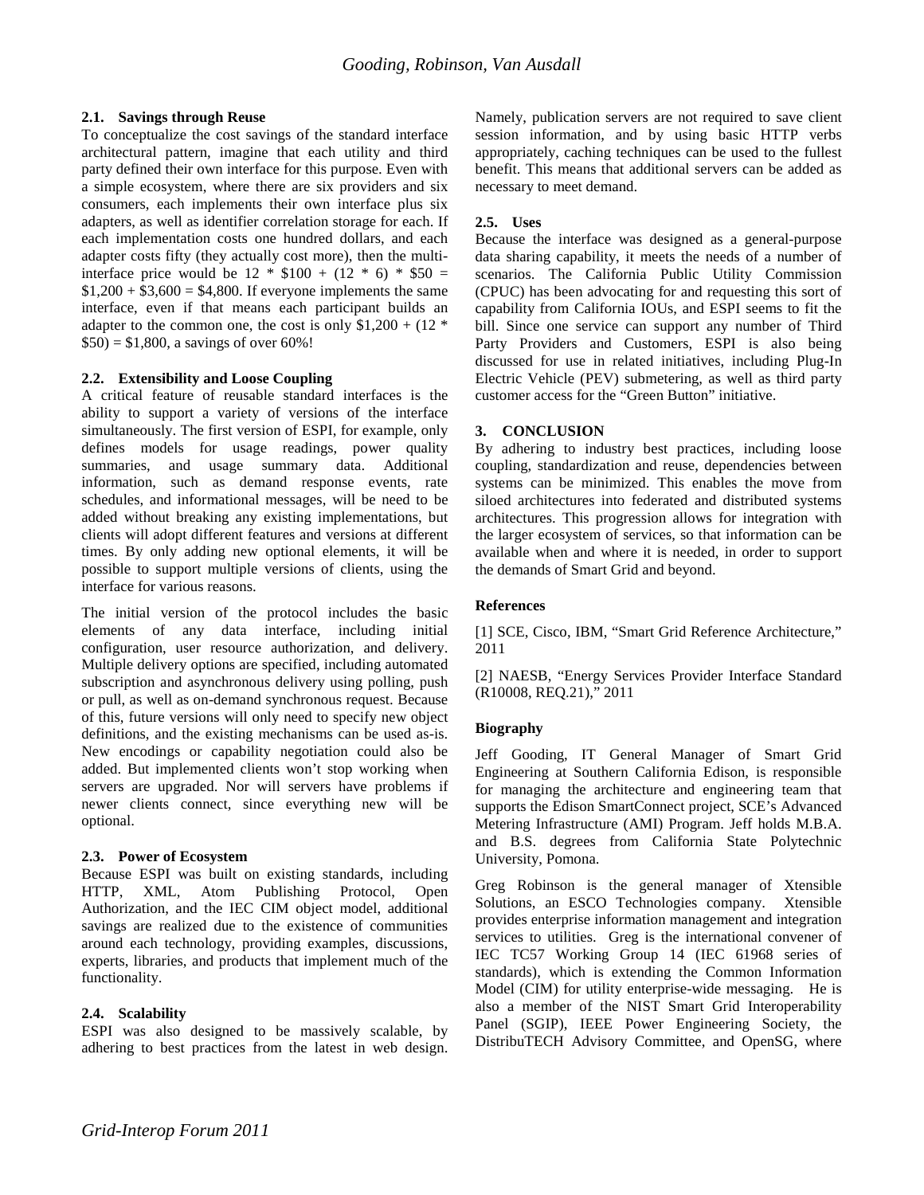### 2.1. Savings through Reuse

To conceptualize the cost savings of the standard interface architectural pattern, imagine that each utility and third party defined their own interface for this purpose. Even with a simple ecosystem, where there are six providers and six consumers, each implements their own interface plus six adapters, as well as identifier correlation storage for each. If each implementation costs one hundred dollars, and each adapter costs fifty (they actually cost more), then the multi-interface price would be 12 * $100 + (12 * 6) * $50 = $1,200 + $3,600 = $4,800. If everyone implements the same interface, even if that means each participant builds an adapter to the common one, the cost is only $1,200 + (12 * $50) = $1,800, a savings of over 60%!

### 2.2. Extensibility and Loose Coupling

A critical feature of reusable standard interfaces is the ability to support a variety of versions of the interface simultaneously. The first version of ESPI, for example, only defines models for usage readings, power quality summaries, and usage summary data. Additional information, such as demand response events, rate schedules, and informational messages, will be need to be added without breaking any existing implementations, but clients will adopt different features and versions at different times. By only adding new optional elements, it will be possible to support multiple versions of clients, using the interface for various reasons.

The initial version of the protocol includes the basic elements of any data interface, including initial configuration, user resource authorization, and delivery. Multiple delivery options are specified, including automated subscription and asynchronous delivery using polling, push or pull, as well as on-demand synchronous request. Because of this, future versions will only need to specify new object definitions, and the existing mechanisms can be used as-is. New encodings or capability negotiation could also be added. But implemented clients won't stop working when servers are upgraded. Nor will servers have problems if newer clients connect, since everything new will be optional.

### 2.3. Power of Ecosystem

Because ESPI was built on existing standards, including HTTP, XML, Atom Publishing Protocol, Open Authorization, and the IEC CIM object model, additional savings are realized due to the existence of communities around each technology, providing examples, discussions, experts, libraries, and products that implement much of the functionality.

### 2.4. Scalability

ESPI was also designed to be massively scalable, by adhering to best practices from the latest in web design. Namely, publication servers are not required to save client session information, and by using basic HTTP verbs appropriately, caching techniques can be used to the fullest benefit. This means that additional servers can be added as necessary to meet demand.

### 2.5. Uses

Because the interface was designed as a general-purpose data sharing capability, it meets the needs of a number of scenarios. The California Public Utility Commission (CPUC) has been advocating for and requesting this sort of capability from California IOUs, and ESPI seems to fit the bill. Since one service can support any number of Third Party Providers and Customers, ESPI is also being discussed for use in related initiatives, including Plug-In Electric Vehicle (PEV) submetering, as well as third party customer access for the "Green Button" initiative.

## 3. CONCLUSION

By adhering to industry best practices, including loose coupling, standardization and reuse, dependencies between systems can be minimized. This enables the move from siloed architectures into federated and distributed systems architectures. This progression allows for integration with the larger ecosystem of services, so that information can be available when and where it is needed, in order to support the demands of Smart Grid and beyond.

### References

[1] SCE, Cisco, IBM, "Smart Grid Reference Architecture," 2011

[2] NAESB, "Energy Services Provider Interface Standard (R10008, REQ.21)," 2011

### Biography

Jeff Gooding, IT General Manager of Smart Grid Engineering at Southern California Edison, is responsible for managing the architecture and engineering team that supports the Edison SmartConnect project, SCE's Advanced Metering Infrastructure (AMI) Program. Jeff holds M.B.A. and B.S. degrees from California State Polytechnic University, Pomona.

Greg Robinson is the general manager of Xtensible Solutions, an ESCO Technologies company. Xtensible provides enterprise information management and integration services to utilities. Greg is the international convener of IEC TC57 Working Group 14 (IEC 61968 series of standards), which is extending the Common Information Model (CIM) for utility enterprise-wide messaging. He is also a member of the NIST Smart Grid Interoperability Panel (SGIP), IEEE Power Engineering Society, the DistribuTECH Advisory Committee, and OpenSG, where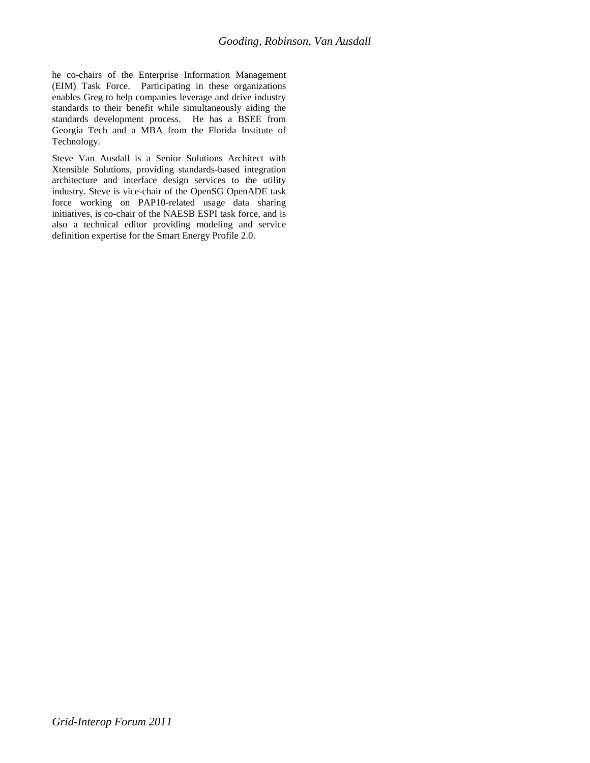he co-chairs of the Enterprise Information Management (EIM) Task Force. Participating in these organizations enables Greg to help companies leverage and drive industry standards to their benefit while simultaneously aiding the standards development process. He has a BSEE from Georgia Tech and a MBA from the Florida Institute of Technology.

Steve Van Ausdall is a Senior Solutions Architect with Xtensible Solutions, providing standards-based integration architecture and interface design services to the utility industry. Steve is vice-chair of the OpenSG OpenADE task force working on PAP10-related usage data sharing initiatives, is co-chair of the NAESB ESPI task force, and is also a technical editor providing modeling and service definition expertise for the Smart Energy Profile 2.0.